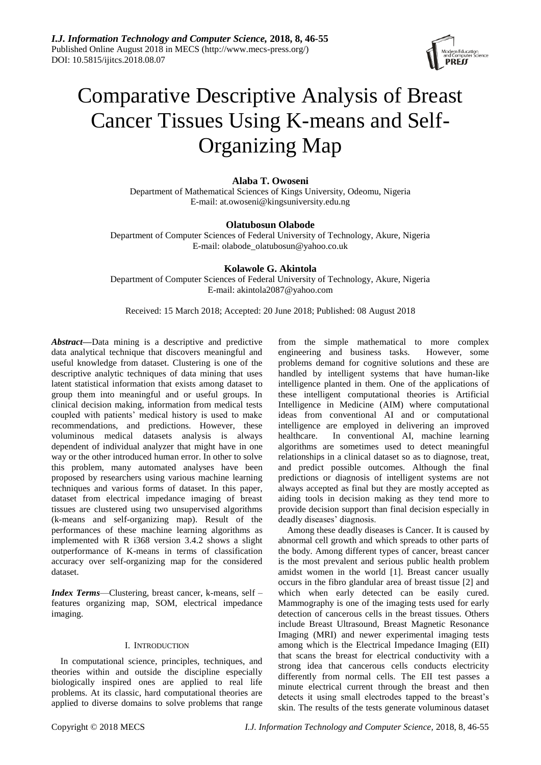# Comparative Descriptive Analysis of Breast Cancer Tissues Using K-means and Self-Organizing Map

**Alaba T. Owoseni**
Department of Mathematical Sciences of Kings University, Odeomu, Nigeria
E-mail: at.owoseni@kingsuniversity.edu.ng

**Olatubosun Olabode**
Department of Computer Sciences of Federal University of Technology, Akure, Nigeria
E-mail: olabode_olatubosun@yahoo.co.uk

**Kolawole G. Akintola**
Department of Computer Sciences of Federal University of Technology, Akure, Nigeria
E-mail: akintola2087@yahoo.com

Received: 15 March 2018; Accepted: 20 June 2018; Published: 08 August 2018

***Abstract*—**Data mining is a descriptive and predictive data analytical technique that discovers meaningful and useful knowledge from dataset. Clustering is one of the descriptive analytic techniques of data mining that uses latent statistical information that exists among dataset to group them into meaningful and or useful groups. In clinical decision making, information from medical tests coupled with patients' medical history is used to make recommendations, and predictions. However, these voluminous medical datasets analysis is always dependent of individual analyzer that might have in one way or the other introduced human error. In other to solve this problem, many automated analyses have been proposed by researchers using various machine learning techniques and various forms of dataset. In this paper, dataset from electrical impedance imaging of breast tissues are clustered using two unsupervised algorithms (k-means and self-organizing map). Result of the performances of these machine learning algorithms as implemented with R i368 version 3.4.2 shows a slight outperformance of K-means in terms of classification accuracy over self-organizing map for the considered dataset.

***Index Terms*—**Clustering, breast cancer, k-means, self – features organizing map, SOM, electrical impedance imaging.

## I. Introduction

In computational science, principles, techniques, and theories within and outside the discipline especially biologically inspired ones are applied to real life problems. At its classic, hard computational theories are applied to diverse domains to solve problems that range from the simple mathematical to more complex engineering and business tasks. However, some problems demand for cognitive solutions and these are handled by intelligent systems that have human-like intelligence planted in them. One of the applications of these intelligent computational theories is Artificial Intelligence in Medicine (AIM) where computational ideas from conventional AI and or computational intelligence are employed in delivering an improved healthcare. In conventional AI, machine learning algorithms are sometimes used to detect meaningful relationships in a clinical dataset so as to diagnose, treat, and predict possible outcomes. Although the final predictions or diagnosis of intelligent systems are not always accepted as final but they are mostly accepted as aiding tools in decision making as they tend more to provide decision support than final decision especially in deadly diseases' diagnosis.

Among these deadly diseases is Cancer. It is caused by abnormal cell growth and which spreads to other parts of the body. Among different types of cancer, breast cancer is the most prevalent and serious public health problem amidst women in the world [1]. Breast cancer usually occurs in the fibro glandular area of breast tissue [2] and which when early detected can be easily cured. Mammography is one of the imaging tests used for early detection of cancerous cells in the breast tissues. Others include Breast Ultrasound, Breast Magnetic Resonance Imaging (MRI) and newer experimental imaging tests among which is the Electrical Impedance Imaging (EII) that scans the breast for electrical conductivity with a strong idea that cancerous cells conducts electricity differently from normal cells. The EII test passes a minute electrical current through the breast and then detects it using small electrodes tapped to the breast's skin. The results of the tests generate voluminous dataset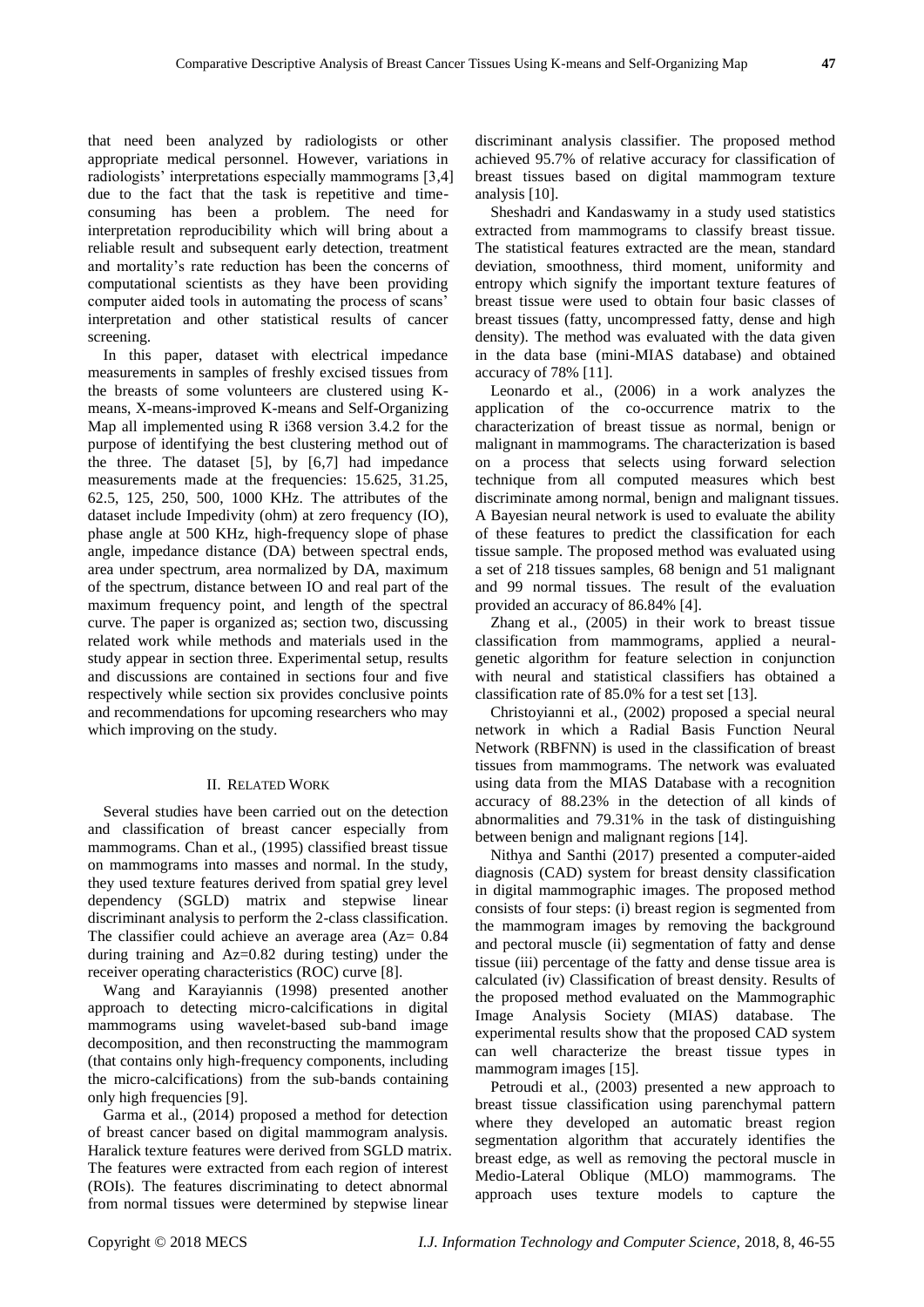that need been analyzed by radiologists or other appropriate medical personnel. However, variations in radiologists' interpretations especially mammograms [3,4] due to the fact that the task is repetitive and time-consuming has been a problem. The need for interpretation reproducibility which will bring about a reliable result and subsequent early detection, treatment and mortality's rate reduction has been the concerns of computational scientists as they have been providing computer aided tools in automating the process of scans' interpretation and other statistical results of cancer screening.

In this paper, dataset with electrical impedance measurements in samples of freshly excised tissues from the breasts of some volunteers are clustered using K-means, X-means-improved K-means and Self-Organizing Map all implemented using R i368 version 3.4.2 for the purpose of identifying the best clustering method out of the three. The dataset [5], by [6,7] had impedance measurements made at the frequencies: 15.625, 31.25, 62.5, 125, 250, 500, 1000 KHz. The attributes of the dataset include Impedivity (ohm) at zero frequency (IO), phase angle at 500 KHz, high-frequency slope of phase angle, impedance distance (DA) between spectral ends, area under spectrum, area normalized by DA, maximum of the spectrum, distance between IO and real part of the maximum frequency point, and length of the spectral curve. The paper is organized as; section two, discussing related work while methods and materials used in the study appear in section three. Experimental setup, results and discussions are contained in sections four and five respectively while section six provides conclusive points and recommendations for upcoming researchers who may which improving on the study.

## II. Related Work

Several studies have been carried out on the detection and classification of breast cancer especially from mammograms. Chan et al., (1995) classified breast tissue on mammograms into masses and normal. In the study, they used texture features derived from spatial grey level dependency (SGLD) matrix and stepwise linear discriminant analysis to perform the 2-class classification. The classifier could achieve an average area (Az= 0.84 during training and Az=0.82 during testing) under the receiver operating characteristics (ROC) curve [8].

Wang and Karayiannis (1998) presented another approach to detecting micro-calcifications in digital mammograms using wavelet-based sub-band image decomposition, and then reconstructing the mammogram (that contains only high-frequency components, including the micro-calcifications) from the sub-bands containing only high frequencies [9].

Garma et al., (2014) proposed a method for detection of breast cancer based on digital mammogram analysis. Haralick texture features were derived from SGLD matrix. The features were extracted from each region of interest (ROIs). The features discriminating to detect abnormal from normal tissues were determined by stepwise linear discriminant analysis classifier. The proposed method achieved 95.7% of relative accuracy for classification of breast tissues based on digital mammogram texture analysis [10].

Sheshadri and Kandaswamy in a study used statistics extracted from mammograms to classify breast tissue. The statistical features extracted are the mean, standard deviation, smoothness, third moment, uniformity and entropy which signify the important texture features of breast tissue were used to obtain four basic classes of breast tissues (fatty, uncompressed fatty, dense and high density). The method was evaluated with the data given in the data base (mini-MIAS database) and obtained accuracy of 78% [11].

Leonardo et al., (2006) in a work analyzes the application of the co-occurrence matrix to the characterization of breast tissue as normal, benign or malignant in mammograms. The characterization is based on a process that selects using forward selection technique from all computed measures which best discriminate among normal, benign and malignant tissues. A Bayesian neural network is used to evaluate the ability of these features to predict the classification for each tissue sample. The proposed method was evaluated using a set of 218 tissues samples, 68 benign and 51 malignant and 99 normal tissues. The result of the evaluation provided an accuracy of 86.84% [4].

Zhang et al., (2005) in their work to breast tissue classification from mammograms, applied a neural-genetic algorithm for feature selection in conjunction with neural and statistical classifiers has obtained a classification rate of 85.0% for a test set [13].

Christoyianni et al., (2002) proposed a special neural network in which a Radial Basis Function Neural Network (RBFNN) is used in the classification of breast tissues from mammograms. The network was evaluated using data from the MIAS Database with a recognition accuracy of 88.23% in the detection of all kinds of abnormalities and 79.31% in the task of distinguishing between benign and malignant regions [14].

Nithya and Santhi (2017) presented a computer-aided diagnosis (CAD) system for breast density classification in digital mammographic images. The proposed method consists of four steps: (i) breast region is segmented from the mammogram images by removing the background and pectoral muscle (ii) segmentation of fatty and dense tissue (iii) percentage of the fatty and dense tissue area is calculated (iv) Classification of breast density. Results of the proposed method evaluated on the Mammographic Image Analysis Society (MIAS) database. The experimental results show that the proposed CAD system can well characterize the breast tissue types in mammogram images [15].

Petroudi et al., (2003) presented a new approach to breast tissue classification using parenchymal pattern where they developed an automatic breast region segmentation algorithm that accurately identifies the breast edge, as well as removing the pectoral muscle in Medio-Lateral Oblique (MLO) mammograms. The approach uses texture models to capture the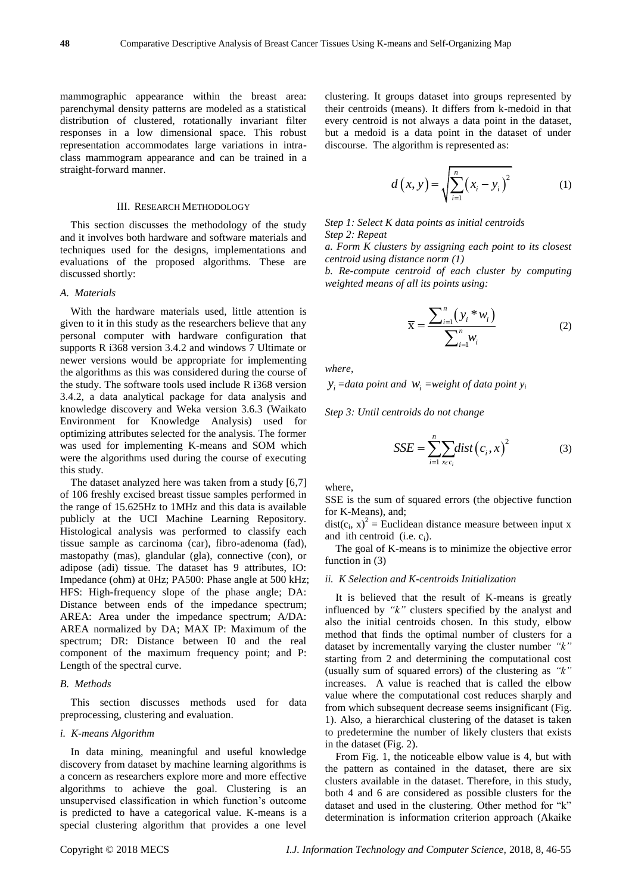mammographic appearance within the breast area: parenchymal density patterns are modeled as a statistical distribution of clustered, rotationally invariant filter responses in a low dimensional space. This robust representation accommodates large variations in intra-class mammogram appearance and can be trained in a straight-forward manner.

## III. Research Methodology

This section discusses the methodology of the study and it involves both hardware and software materials and techniques used for the designs, implementations and evaluations of the proposed algorithms. These are discussed shortly:

### A. Materials

With the hardware materials used, little attention is given to it in this study as the researchers believe that any personal computer with hardware configuration that supports R i368 version 3.4.2 and windows 7 Ultimate or newer versions would be appropriate for implementing the algorithms as this was considered during the course of the study. The software tools used include R i368 version 3.4.2, a data analytical package for data analysis and knowledge discovery and Weka version 3.6.3 (Waikato Environment for Knowledge Analysis) used for optimizing attributes selected for the analysis. The former was used for implementing K-means and SOM which were the algorithms used during the course of executing this study.

The dataset analyzed here was taken from a study [6,7] of 106 freshly excised breast tissue samples performed in the range of 15.625Hz to 1MHz and this data is available publicly at the UCI Machine Learning Repository. Histological analysis was performed to classify each tissue sample as carcinoma (car), fibro-adenoma (fad), mastopathy (mas), glandular (gla), connective (con), or adipose (adi) tissue. The dataset has 9 attributes, IO: Impedance (ohm) at 0Hz; PA500: Phase angle at 500 kHz; HFS: High-frequency slope of the phase angle; DA: Distance between ends of the impedance spectrum; AREA: Area under the impedance spectrum; A/DA: AREA normalized by DA; MAX IP: Maximum of the spectrum; DR: Distance between I0 and the real component of the maximum frequency point; and P: Length of the spectral curve.

### B. Methods

This section discusses methods used for data preprocessing, clustering and evaluation.

#### i. K-means Algorithm

In data mining, meaningful and useful knowledge discovery from dataset by machine learning algorithms is a concern as researchers explore more and more effective algorithms to achieve the goal. Clustering is an unsupervised classification in which function's outcome is predicted to have a categorical value. K-means is a special clustering algorithm that provides a one level clustering. It groups dataset into groups represented by their centroids (means). It differs from k-medoid in that every centroid is not always a data point in the dataset, but a medoid is a data point in the dataset of under discourse. The algorithm is represented as:

$$d(x,y) = \sqrt{\sum_{i=1}^{n}(x_i - y_i)^2} \tag{1}$$

*Step 1: Select K data points as initial centroids*
*Step 2: Repeat*
*a. Form K clusters by assigning each point to its closest centroid using distance norm (1)*
*b. Re-compute centroid of each cluster by computing weighted means of all its points using:*

$$\overline{\mathrm{x}} = \frac{\sum_{i=1}^{n}(y_i * w_i)}{\sum_{i=1}^{n} w_i} \tag{2}$$

*where,*

$y_i$ *=data point and* $w_i$ *=weight of data point* $y_i$

*Step 3: Until centroids do not change*

$$SSE = \sum_{i=1}^{n}\sum_{x \in c_i} dist(c_i, x)^2 \tag{3}$$

where,

SSE is the sum of squared errors (the objective function for K-Means), and;

$dist(c_i, x)^2$ = Euclidean distance measure between input x and ith centroid (i.e. $c_i$).

The goal of K-means is to minimize the objective error function in (3)

#### ii. K Selection and K-centroids Initialization

It is believed that the result of K-means is greatly influenced by *"k"* clusters specified by the analyst and also the initial centroids chosen. In this study, elbow method that finds the optimal number of clusters for a dataset by incrementally varying the cluster number *"k"* starting from 2 and determining the computational cost (usually sum of squared errors) of the clustering as *"k"* increases. A value is reached that is called the elbow value where the computational cost reduces sharply and from which subsequent decrease seems insignificant (Fig. 1). Also, a hierarchical clustering of the dataset is taken to predetermine the number of likely clusters that exists in the dataset (Fig. 2).

From Fig. 1, the noticeable elbow value is 4, but with the pattern as contained in the dataset, there are six clusters available in the dataset. Therefore, in this study, both 4 and 6 are considered as possible clusters for the dataset and used in the clustering. Other method for "k" determination is information criterion approach (Akaike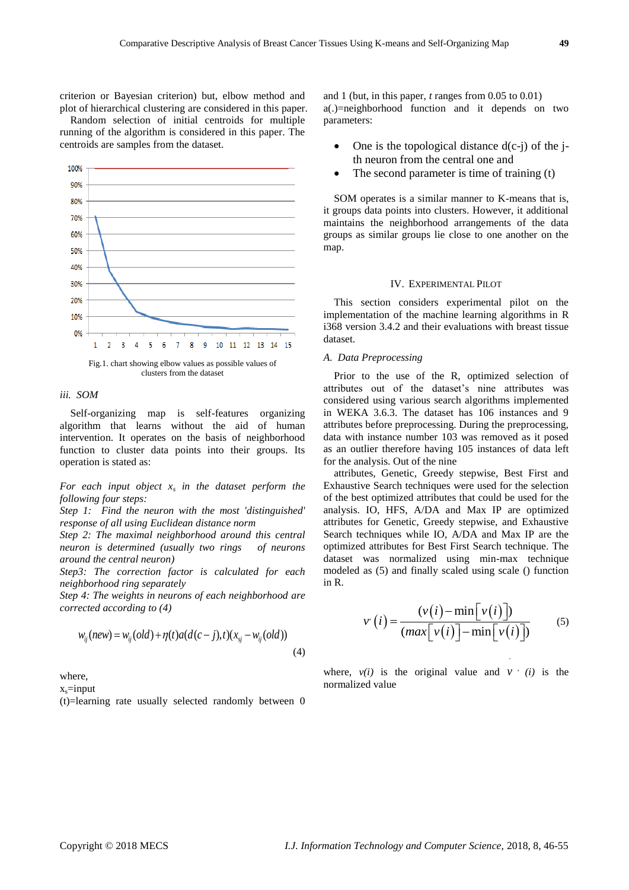criterion or Bayesian criterion) but, elbow method and plot of hierarchical clustering are considered in this paper.

Random selection of initial centroids for multiple running of the algorithm is considered in this paper. The centroids are samples from the dataset.

Fig.1. chart showing elbow values as possible values of clusters from the dataset

*iii. SOM*

Self-organizing map is self-features organizing algorithm that learns without the aid of human intervention. It operates on the basis of neighborhood function to cluster data points into their groups. Its operation is stated as:

*For each input object $x_s$ in the dataset perform the following four steps:*
*Step 1: Find the neuron with the most 'distinguished' response of all using Euclidean distance norm*
*Step 2: The maximal neighborhood around this central neuron is determined (usually two rings of neurons around the central neuron)*
*Step3: The correction factor is calculated for each neighborhood ring separately*
*Step 4: The weights in neurons of each neighborhood are corrected according to (4)*

$$w_{ij}(new) = w_{ij}(old) + \eta(t)a(d(c-j),t)(x_{sj} - w_{ij}(old)) \tag{4}$$

where,
$x_s$=input
(t)=learning rate usually selected randomly between 0 and 1 (but, in this paper, *t* ranges from 0.05 to 0.01)
a(.)=neighborhood function and it depends on two parameters:

- One is the topological distance d(c-j) of the j-th neuron from the central one and
- The second parameter is time of training (t)

SOM operates is a similar manner to K-means that is, it groups data points into clusters. However, it additional maintains the neighborhood arrangements of the data groups as similar groups lie close to one another on the map.

## IV. Experimental Pilot

This section considers experimental pilot on the implementation of the machine learning algorithms in R i368 version 3.4.2 and their evaluations with breast tissue dataset.

### *A. Data Preprocessing*

Prior to the use of the R, optimized selection of attributes out of the dataset's nine attributes was considered using various search algorithms implemented in WEKA 3.6.3. The dataset has 106 instances and 9 attributes before preprocessing. During the preprocessing, data with instance number 103 was removed as it posed as an outlier therefore having 105 instances of data left for the analysis. Out of the nine

attributes, Genetic, Greedy stepwise, Best First and Exhaustive Search techniques were used for the selection of the best optimized attributes that could be used for the analysis. IO, HFS, A/DA and Max IP are optimized attributes for Genetic, Greedy stepwise, and Exhaustive Search techniques while IO, A/DA and Max IP are the optimized attributes for Best First Search technique. The dataset was normalized using min-max technique modeled as (5) and finally scaled using scale () function in R.

$$v'(i) = \frac{(v(i) - \min[v(i)])}{(max[v(i)] - \min[v(i)])} \tag{5}$$

where, *v(i)* is the original value and *v ' (i)* is the normalized value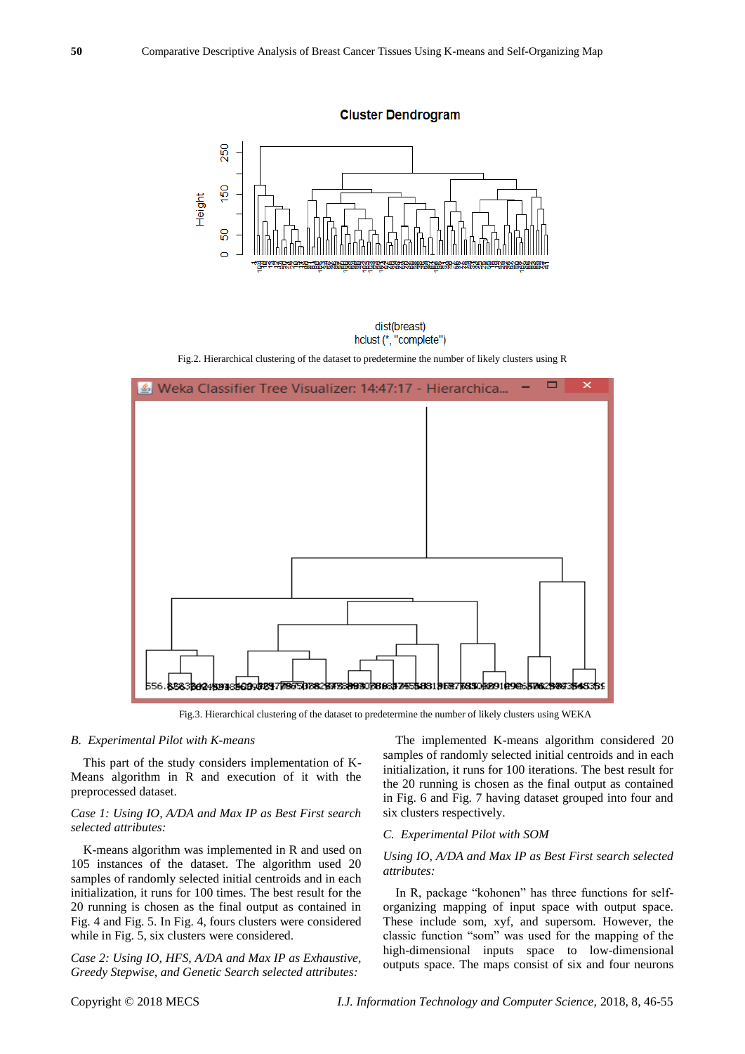Fig.2. Hierarchical clustering of the dataset to predetermine the number of likely clusters using R

Fig.3. Hierarchical clustering of the dataset to predetermine the number of likely clusters using WEKA

### *B. Experimental Pilot with K-means*

This part of the study considers implementation of K-Means algorithm in R and execution of it with the preprocessed dataset.

*Case 1: Using IO, A/DA and Max IP as Best First search selected attributes:*

K-means algorithm was implemented in R and used on 105 instances of the dataset. The algorithm used 20 samples of randomly selected initial centroids and in each initialization, it runs for 100 times. The best result for the 20 running is chosen as the final output as contained in Fig. 4 and Fig. 5. In Fig. 4, fours clusters were considered while in Fig. 5, six clusters were considered.

*Case 2: Using IO, HFS, A/DA and Max IP as Exhaustive, Greedy Stepwise, and Genetic Search selected attributes:*

The implemented K-means algorithm considered 20 samples of randomly selected initial centroids and in each initialization, it runs for 100 iterations. The best result for the 20 running is chosen as the final output as contained in Fig. 6 and Fig. 7 having dataset grouped into four and six clusters respectively.

### *C. Experimental Pilot with SOM*

*Using IO, A/DA and Max IP as Best First search selected attributes:*

In R, package “kohonen” has three functions for self-organizing mapping of input space with output space. These include som, xyf, and supersom. However, the classic function “som” was used for the mapping of the high-dimensional inputs space to low-dimensional outputs space. The maps consist of six and four neurons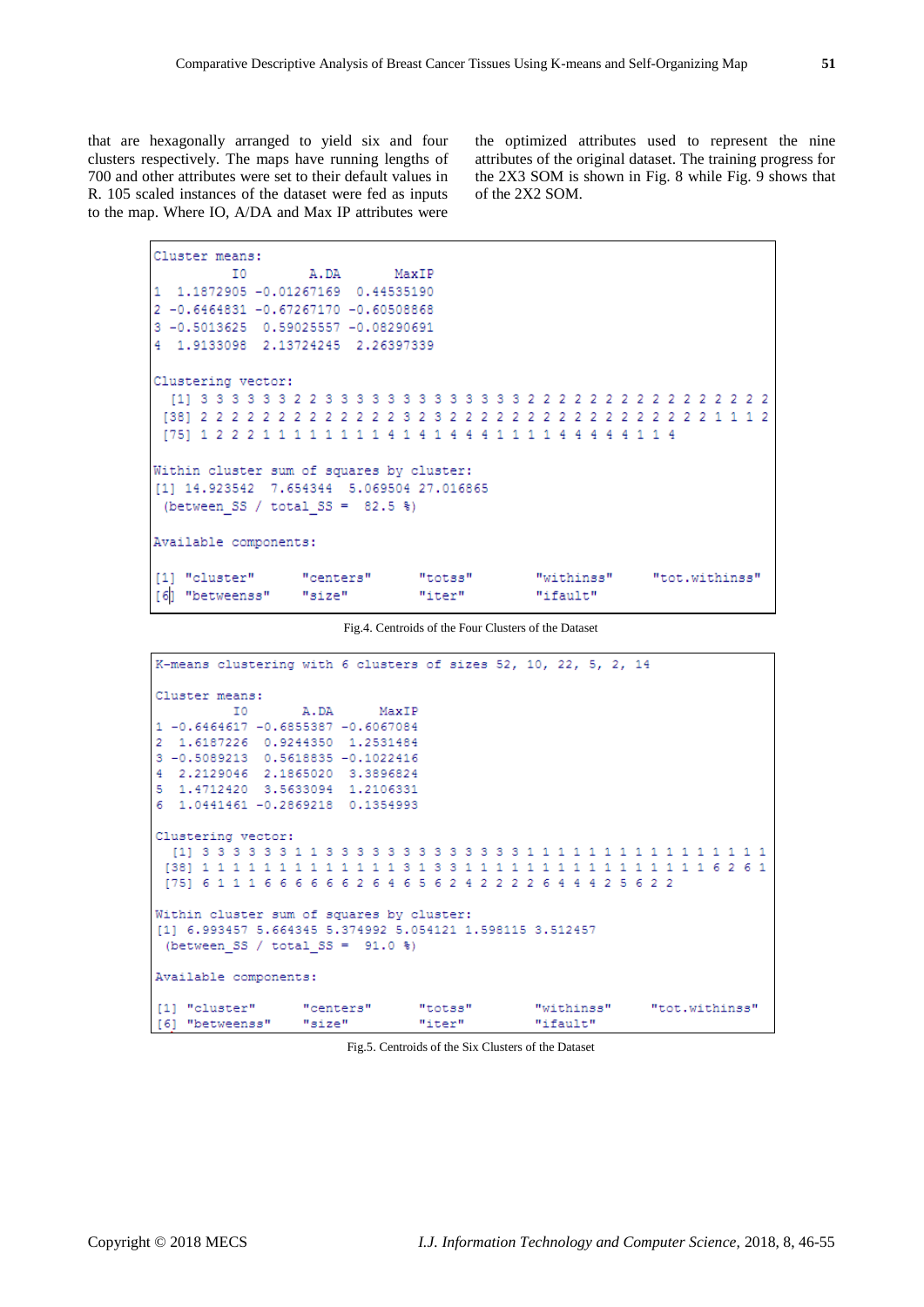that are hexagonally arranged to yield six and four clusters respectively. The maps have running lengths of 700 and other attributes were set to their default values in R. 105 scaled instances of the dataset were fed as inputs to the map. Where IO, A/DA and Max IP attributes were the optimized attributes used to represent the nine attributes of the original dataset. The training progress for the 2X3 SOM is shown in Fig. 8 while Fig. 9 shows that of the 2X2 SOM.

```
Cluster means:
          IO        A.DA       MaxIP
1  1.1872905 -0.01267169  0.44535190
2 -0.6464831 -0.67267170 -0.60508868
3 -0.5013625  0.59025557 -0.08290691
4  1.9133098  2.13724245  2.26397339

Clustering vector:
  [1] 3 3 3 3 3 3 2 2 3 3 3 3 3 3 3 3 3 3 3 3 3 2 2 2 2 2 2 2 2 2 2 2 2 2 2 2 2
 [38] 2 2 2 2 2 2 2 2 2 2 2 2 3 2 3 2 2 2 2 2 2 2 2 2 2 2 2 2 2 2 2 2 2 2 1 1 1 2
 [75] 1 2 2 2 1 1 1 1 1 1 1 1 4 1 4 1 4 4 4 1 1 1 1 4 4 4 4 4 1 1 4

Within cluster sum of squares by cluster:
[1] 14.923542  7.654344  5.069504 27.016865
 (between_SS / total_SS =  82.5 %)

Available components:

[1] "cluster"      "centers"      "totss"        "withinss"     "tot.withinss"
[6] "betweenss"    "size"         "iter"         "ifault"
```

Fig.4. Centroids of the Four Clusters of the Dataset

```
K-means clustering with 6 clusters of sizes 52, 10, 22, 5, 2, 14

Cluster means:
          IO       A.DA      MaxIP
1 -0.6464617 -0.6855387 -0.6067084
2  1.6187226  0.9244350  1.2531484
3 -0.5089213  0.5618835 -0.1022416
4  2.2129046  2.1865020  3.3896824
5  1.4712420  3.5633094  1.2106331
6  1.0441461 -0.2869218  0.1354993

Clustering vector:
  [1] 3 3 3 3 3 3 1 1 3 3 3 3 3 3 3 3 3 3 3 3 3 1 1 1 1 1 1 1 1 1 1 1 1 1 1 1 1
 [38] 1 1 1 1 1 1 1 1 1 1 1 1 3 1 3 3 1 1 1 1 1 1 1 1 1 1 1 1 1 1 1 1 1 1 6 2 6 1
 [75] 6 1 1 1 6 6 6 6 6 6 2 6 4 6 5 6 2 4 2 2 2 2 6 4 4 4 2 5 6 2 2

Within cluster sum of squares by cluster:
[1] 6.993457 5.664345 5.374992 5.054121 1.598115 3.512457
 (between_SS / total_SS =  91.0 %)

Available components:

[1] "cluster"      "centers"      "totss"        "withinss"     "tot.withinss"
[6] "betweenss"    "size"         "iter"         "ifault"
```

Fig.5. Centroids of the Six Clusters of the Dataset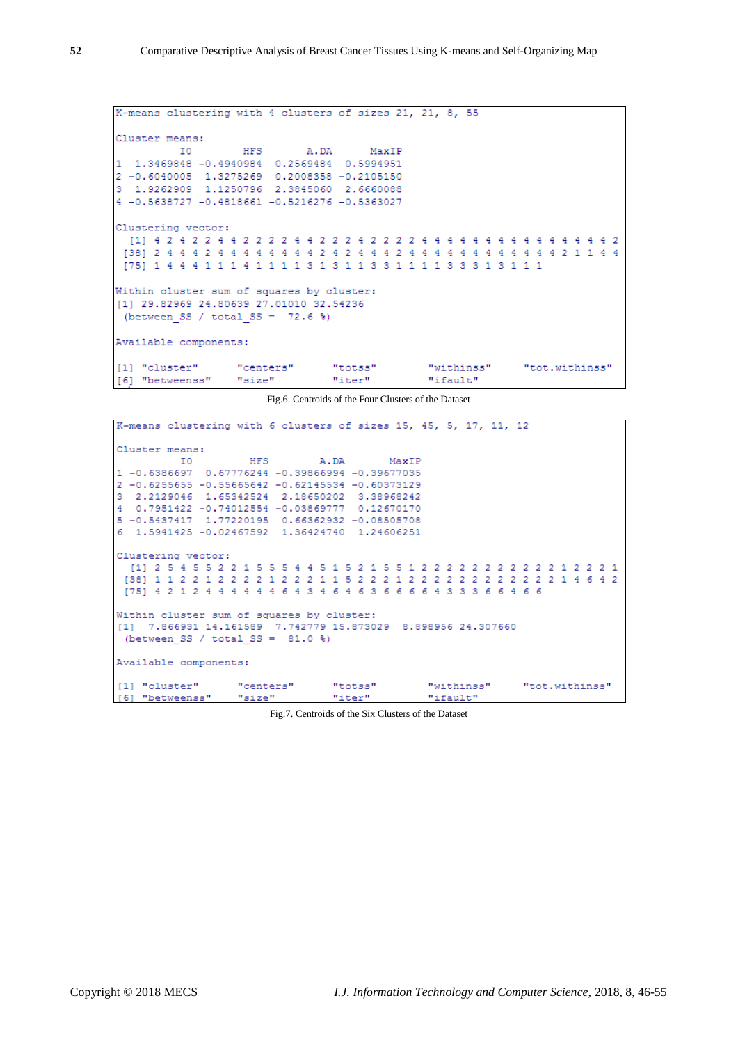```
K-means clustering with 4 clusters of sizes 21, 21, 8, 55

Cluster means:
          IO        HFS       A.DA      MaxIP
1  1.3469848 -0.4940984  0.2569484  0.5994951
2 -0.6040005  1.3275269  0.2008358 -0.2105150
3  1.9262909  1.1250796  2.3845060  2.6660088
4 -0.5638727 -0.4818661 -0.5216276 -0.5363027

Clustering vector:
  [1] 4 2 4 2 2 4 4 2 2 2 2 4 4 2 2 2 4 2 2 2 2 4 4 4 4 4 4 4 4 4 4 4 4 4 4 4 2
 [38] 2 4 4 4 2 4 4 4 4 4 4 4 2 4 2 4 4 4 2 4 4 4 4 4 4 4 4 4 4 4 4 4 2 1 1 4 4
 [75] 1 4 4 4 1 1 1 4 1 1 1 1 3 1 3 1 1 3 3 1 1 1 1 3 3 3 1 3 1 1 1

Within cluster sum of squares by cluster:
[1] 29.82969 24.80639 27.01010 32.54236
 (between_SS / total_SS =  72.6 %)

Available components:

[1] "cluster"      "centers"      "totss"        "withinss"     "tot.withinss"
[6] "betweenss"    "size"         "iter"         "ifault"
```

Fig.6. Centroids of the Four Clusters of the Dataset

```
K-means clustering with 6 clusters of sizes 15, 45, 5, 17, 11, 12

Cluster means:
          IO         HFS        A.DA       MaxIP
1 -0.6386697  0.67776244 -0.39866994 -0.39677035
2 -0.6255655 -0.55665642 -0.62145534 -0.60373129
3  2.2129046  1.65342524  2.18650202  3.38968242
4  0.7951422 -0.74012554 -0.03869777  0.12670170
5 -0.5437417  1.77220195  0.66362932 -0.08505708
6  1.5941425 -0.02467592  1.36424740  1.24606251

Clustering vector:
  [1] 2 5 4 5 5 2 2 1 5 5 5 4 4 5 1 5 2 1 5 5 1 2 2 2 2 2 2 2 2 2 2 2 1 2 2 2 1
 [38] 1 1 2 2 1 2 2 2 2 1 2 2 2 1 1 5 2 2 2 1 2 2 2 2 2 2 2 2 2 2 2 2 1 4 6 4 2
 [75] 4 2 1 2 4 4 4 4 4 4 6 4 3 4 6 4 6 3 6 6 6 6 4 3 3 3 6 6 4 6 6

Within cluster sum of squares by cluster:
[1]  7.866931 14.161589  7.742779 15.873029  8.898956 24.307660
 (between_SS / total_SS =  81.0 %)

Available components:

[1] "cluster"      "centers"      "totss"        "withinss"     "tot.withinss"
[6] "betweenss"    "size"         "iter"         "ifault"
```

Fig.7. Centroids of the Six Clusters of the Dataset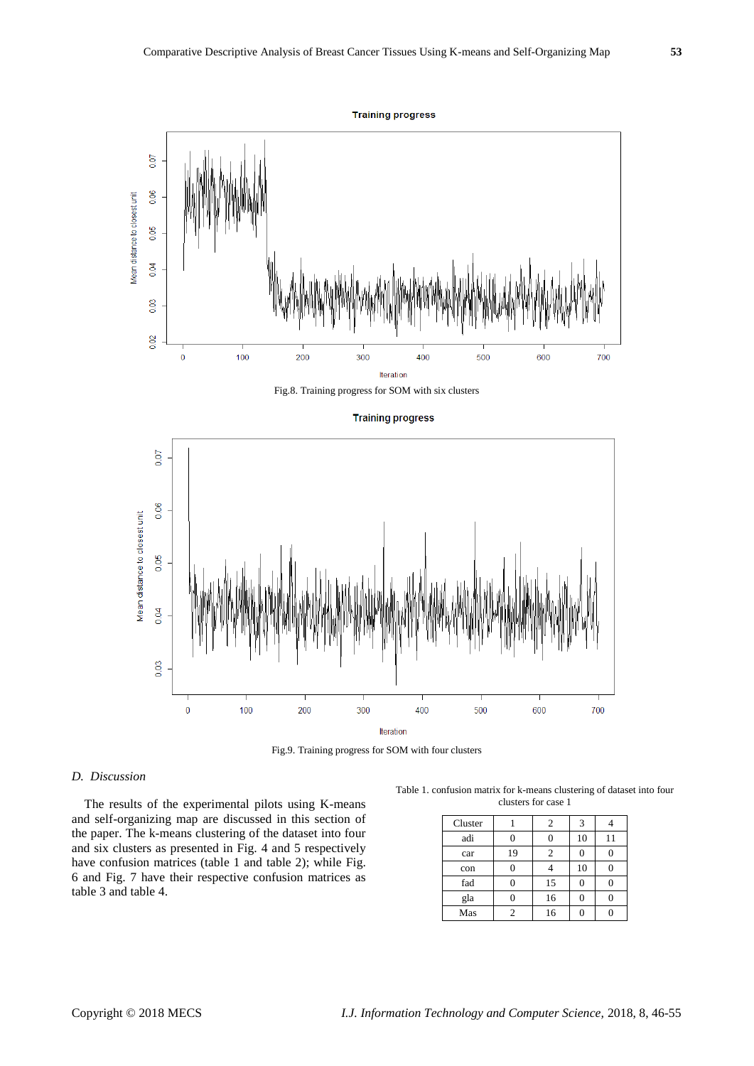Fig.8. Training progress for SOM with six clusters

Fig.9. Training progress for SOM with four clusters

### *D. Discussion*

The results of the experimental pilots using K-means and self-organizing map are discussed in this section of the paper. The k-means clustering of the dataset into four and six clusters as presented in Fig. 4 and 5 respectively have confusion matrices (table 1 and table 2); while Fig. 6 and Fig. 7 have their respective confusion matrices as table 3 and table 4.

Table 1. confusion matrix for k-means clustering of dataset into four clusters for case 1

| Cluster | 1 | 2 | 3 | 4 |
|---|---|---|---|---|
| adi | 0 | 0 | 10 | 11 |
| car | 19 | 2 | 0 | 0 |
| con | 0 | 4 | 10 | 0 |
| fad | 0 | 15 | 0 | 0 |
| gla | 0 | 16 | 0 | 0 |
| Mas | 2 | 16 | 0 | 0 |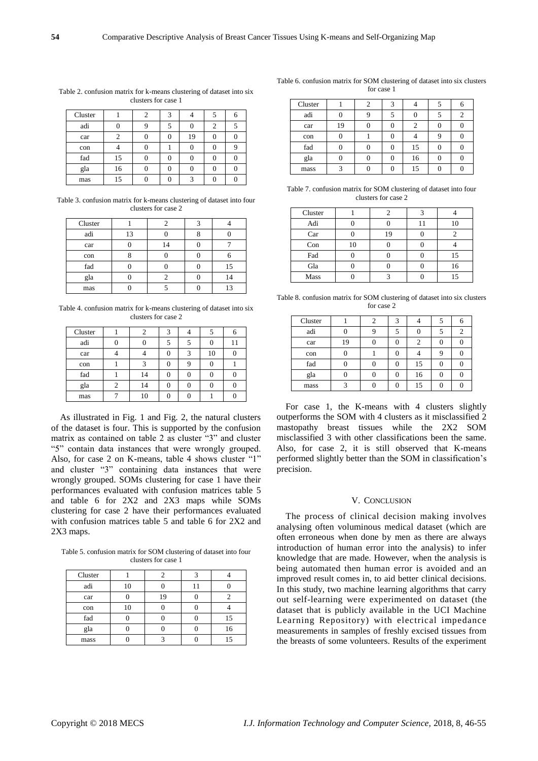Table 2. confusion matrix for k-means clustering of dataset into six clusters for case 1

| Cluster | 1 | 2 | 3 | 4 | 5 | 6 |
|---|---|---|---|---|---|---|
| adi | 0 | 9 | 5 | 0 | 2 | 5 |
| car | 2 | 0 | 0 | 19 | 0 | 0 |
| con | 4 | 0 | 1 | 0 | 0 | 9 |
| fad | 15 | 0 | 0 | 0 | 0 | 0 |
| gla | 16 | 0 | 0 | 0 | 0 | 0 |
| mas | 15 | 0 | 0 | 3 | 0 | 0 |

Table 3. confusion matrix for k-means clustering of dataset into four clusters for case 2

| Cluster | 1 | 2 | 3 | 4 |
|---|---|---|---|---|
| adi | 13 | 0 | 8 | 0 |
| car | 0 | 14 | 0 | 7 |
| con | 8 | 0 | 0 | 6 |
| fad | 0 | 0 | 0 | 15 |
| gla | 0 | 2 | 0 | 14 |
| mas | 0 | 5 | 0 | 13 |

Table 4. confusion matrix for k-means clustering of dataset into six clusters for case 2

| Cluster | 1 | 2 | 3 | 4 | 5 | 6 |
|---|---|---|---|---|---|---|
| adi | 0 | 0 | 5 | 5 | 0 | 11 |
| car | 4 | 4 | 0 | 3 | 10 | 0 |
| con | 1 | 3 | 0 | 9 | 0 | 1 |
| fad | 1 | 14 | 0 | 0 | 0 | 0 |
| gla | 2 | 14 | 0 | 0 | 0 | 0 |
| mas | 7 | 10 | 0 | 0 | 1 | 0 |

As illustrated in Fig. 1 and Fig. 2, the natural clusters of the dataset is four. This is supported by the confusion matrix as contained on table 2 as cluster "3" and cluster "5" contain data instances that were wrongly grouped. Also, for case 2 on K-means, table 4 shows cluster "1" and cluster "3" containing data instances that were wrongly grouped. SOMs clustering for case 1 have their performances evaluated with confusion matrices table 5 and table 6 for 2X2 and 2X3 maps while SOMs clustering for case 2 have their performances evaluated with confusion matrices table 5 and table 6 for 2X2 and 2X3 maps.

Table 5. confusion matrix for SOM clustering of dataset into four clusters for case 1

| Cluster | 1 | 2 | 3 | 4 |
|---|---|---|---|---|
| adi | 10 | 0 | 11 | 0 |
| car | 0 | 19 | 0 | 2 |
| con | 10 | 0 | 0 | 4 |
| fad | 0 | 0 | 0 | 15 |
| gla | 0 | 0 | 0 | 16 |
| mass | 0 | 3 | 0 | 15 |

Table 6. confusion matrix for SOM clustering of dataset into six clusters for case 1

| Cluster | 1 | 2 | 3 | 4 | 5 | 6 |
|---|---|---|---|---|---|---|
| adi | 0 | 9 | 5 | 0 | 5 | 2 |
| car | 19 | 0 | 0 | 2 | 0 | 0 |
| con | 0 | 1 | 0 | 4 | 9 | 0 |
| fad | 0 | 0 | 0 | 15 | 0 | 0 |
| gla | 0 | 0 | 0 | 16 | 0 | 0 |
| mass | 3 | 0 | 0 | 15 | 0 | 0 |

Table 7. confusion matrix for SOM clustering of dataset into four clusters for case 2

| Cluster | 1 | 2 | 3 | 4 |
|---|---|---|---|---|
| Adi | 0 | 0 | 11 | 10 |
| Car | 0 | 19 | 0 | 2 |
| Con | 10 | 0 | 0 | 4 |
| Fad | 0 | 0 | 0 | 15 |
| Gla | 0 | 0 | 0 | 16 |
| Mass | 0 | 3 | 0 | 15 |

Table 8. confusion matrix for SOM clustering of dataset into six clusters for case 2

| Cluster | 1 | 2 | 3 | 4 | 5 | 6 |
|---|---|---|---|---|---|---|
| adi | 0 | 9 | 5 | 0 | 5 | 2 |
| car | 19 | 0 | 0 | 2 | 0 | 0 |
| con | 0 | 1 | 0 | 4 | 9 | 0 |
| fad | 0 | 0 | 0 | 15 | 0 | 0 |
| gla | 0 | 0 | 0 | 16 | 0 | 0 |
| mass | 3 | 0 | 0 | 15 | 0 | 0 |

For case 1, the K-means with 4 clusters slightly outperforms the SOM with 4 clusters as it misclassified 2 mastopathy breast tissues while the 2X2 SOM misclassified 3 with other classifications been the same. Also, for case 2, it is still observed that K-means performed slightly better than the SOM in classification's precision.

## V. Conclusion

The process of clinical decision making involves analysing often voluminous medical dataset (which are often erroneous when done by men as there are always introduction of human error into the analysis) to infer knowledge that are made. However, when the analysis is being automated then human error is avoided and an improved result comes in, to aid better clinical decisions. In this study, two machine learning algorithms that carry out self-learning were experimented on dataset (the dataset that is publicly available in the UCI Machine Learning Repository) with electrical impedance measurements in samples of freshly excised tissues from the breasts of some volunteers. Results of the experiment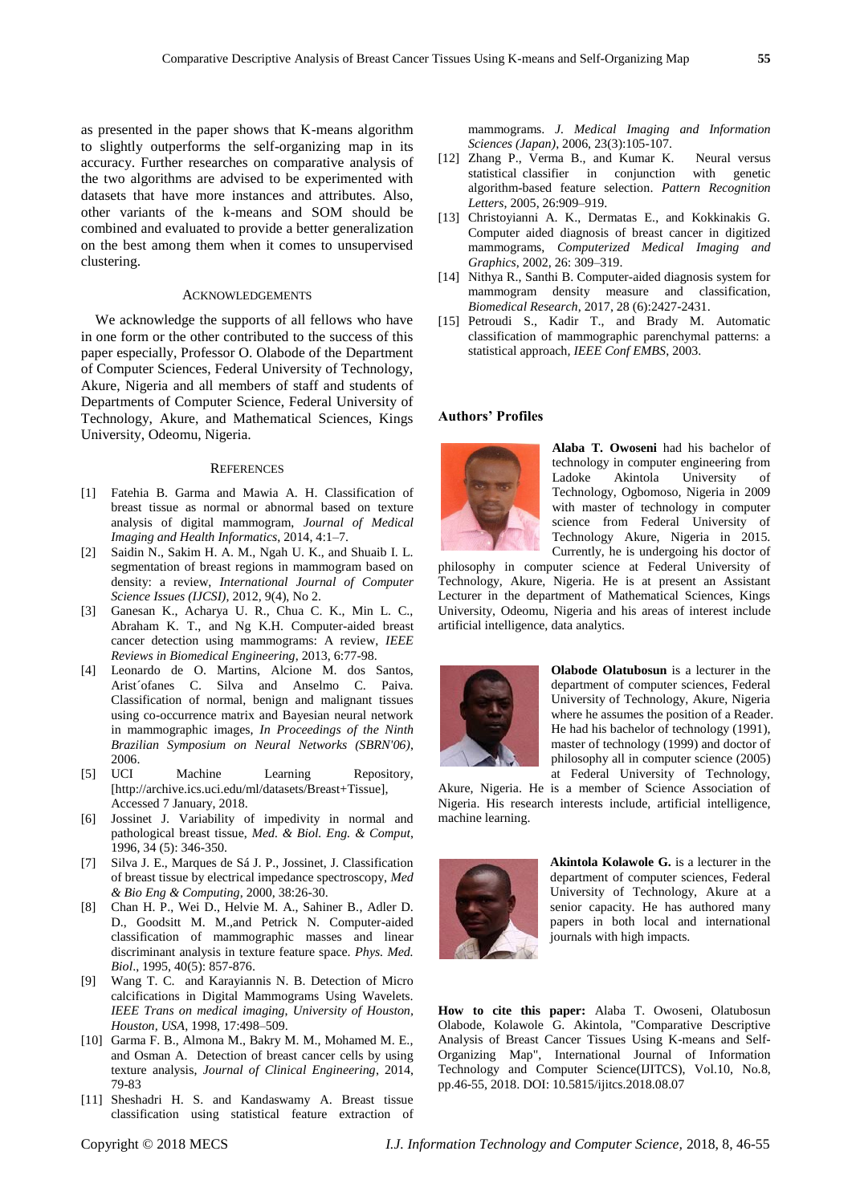as presented in the paper shows that K-means algorithm to slightly outperforms the self-organizing map in its accuracy. Further researches on comparative analysis of the two algorithms are advised to be experimented with datasets that have more instances and attributes. Also, other variants of the k-means and SOM should be combined and evaluated to provide a better generalization on the best among them when it comes to unsupervised clustering.

## ACKNOWLEDGEMENTS

We acknowledge the supports of all fellows who have in one form or the other contributed to the success of this paper especially, Professor O. Olabode of the Department of Computer Sciences, Federal University of Technology, Akure, Nigeria and all members of staff and students of Departments of Computer Science, Federal University of Technology, Akure, and Mathematical Sciences, Kings University, Odeomu, Nigeria.

## REFERENCES

[1] Fatehia B. Garma and Mawia A. H. Classification of breast tissue as normal or abnormal based on texture analysis of digital mammogram, *Journal of Medical Imaging and Health Informatics*, 2014, 4:1–7.

[2] Saidin N., Sakim H. A. M., Ngah U. K., and Shuaib I. L. segmentation of breast regions in mammogram based on density: a review, *International Journal of Computer Science Issues (IJCSI)*, 2012, 9(4), No 2.

[3] Ganesan K., Acharya U. R., Chua C. K., Min L. C., Abraham K. T., and Ng K.H. Computer-aided breast cancer detection using mammograms: A review, *IEEE Reviews in Biomedical Engineering*, 2013, 6:77-98.

[4] Leonardo de O. Martins, Alcione M. dos Santos, Arist´ofanes C. Silva and Anselmo C. Paiva. Classification of normal, benign and malignant tissues using co-occurrence matrix and Bayesian neural network in mammographic images, *In Proceedings of the Ninth Brazilian Symposium on Neural Networks (SBRN'06)*, 2006.

[5] UCI Machine Learning Repository, [http://archive.ics.uci.edu/ml/datasets/Breast+Tissue], Accessed 7 January, 2018.

[6] Jossinet J. Variability of impedivity in normal and pathological breast tissue, *Med. & Biol. Eng. & Comput*, 1996, 34 (5): 346-350.

[7] Silva J. E., Marques de Sá J. P., Jossinet, J. Classification of breast tissue by electrical impedance spectroscopy, *Med & Bio Eng & Computing*, 2000, 38:26-30.

[8] Chan H. P., Wei D., Helvie M. A., Sahiner B., Adler D. D., Goodsitt M. M.,and Petrick N. Computer-aided classification of mammographic masses and linear discriminant analysis in texture feature space. *Phys. Med. Biol*., 1995, 40(5): 857-876.

[9] Wang T. C. and Karayiannis N. B. Detection of Micro calcifications in Digital Mammograms Using Wavelets. *IEEE Trans on medical imaging, University of Houston, Houston, USA*, 1998, 17:498–509.

[10] Garma F. B., Almona M., Bakry M. M., Mohamed M. E., and Osman A. Detection of breast cancer cells by using texture analysis, *Journal of Clinical Engineering*, 2014, 79-83

[11] Sheshadri H. S. and Kandaswamy A. Breast tissue classification using statistical feature extraction of mammograms. *J. Medical Imaging and Information Sciences (Japan)*, 2006, 23(3):105-107.

[12] Zhang P., Verma B., and Kumar K. Neural versus statistical classifier in conjunction with genetic algorithm-based feature selection. *Pattern Recognition Letters*, 2005, 26:909–919.

[13] Christoyianni A. K., Dermatas E., and Kokkinakis G. Computer aided diagnosis of breast cancer in digitized mammograms, *Computerized Medical Imaging and Graphics*, 2002, 26: 309–319.

[14] Nithya R., Santhi B. Computer-aided diagnosis system for mammogram density measure and classification, *Biomedical Research*, 2017, 28 (6):2427-2431.

[15] Petroudi S., Kadir T., and Brady M. Automatic classification of mammographic parenchymal patterns: a statistical approach, *IEEE Conf EMBS*, 2003.

### Authors' Profiles

**Alaba T. Owoseni** had his bachelor of technology in computer engineering from Ladoke Akintola University of Technology, Ogbomoso, Nigeria in 2009 with master of technology in computer science from Federal University of Technology Akure, Nigeria in 2015. Currently, he is undergoing his doctor of philosophy in computer science at Federal University of Technology, Akure, Nigeria. He is at present an Assistant Lecturer in the department of Mathematical Sciences, Kings University, Odeomu, Nigeria and his areas of interest include artificial intelligence, data analytics.

**Olabode Olatubosun** is a lecturer in the department of computer sciences, Federal University of Technology, Akure, Nigeria where he assumes the position of a Reader. He had his bachelor of technology (1991), master of technology (1999) and doctor of philosophy all in computer science (2005) at Federal University of Technology, Akure, Nigeria. He is a member of Science Association of Nigeria. His research interests include, artificial intelligence, machine learning.

**Akintola Kolawole G.** is a lecturer in the department of computer sciences, Federal University of Technology, Akure at a senior capacity. He has authored many papers in both local and international journals with high impacts.

**How to cite this paper:** Alaba T. Owoseni, Olatubosun Olabode, Kolawole G. Akintola, "Comparative Descriptive Analysis of Breast Cancer Tissues Using K-means and Self-Organizing Map", International Journal of Information Technology and Computer Science(IJITCS), Vol.10, No.8, pp.46-55, 2018. DOI: 10.5815/ijitcs.2018.08.07